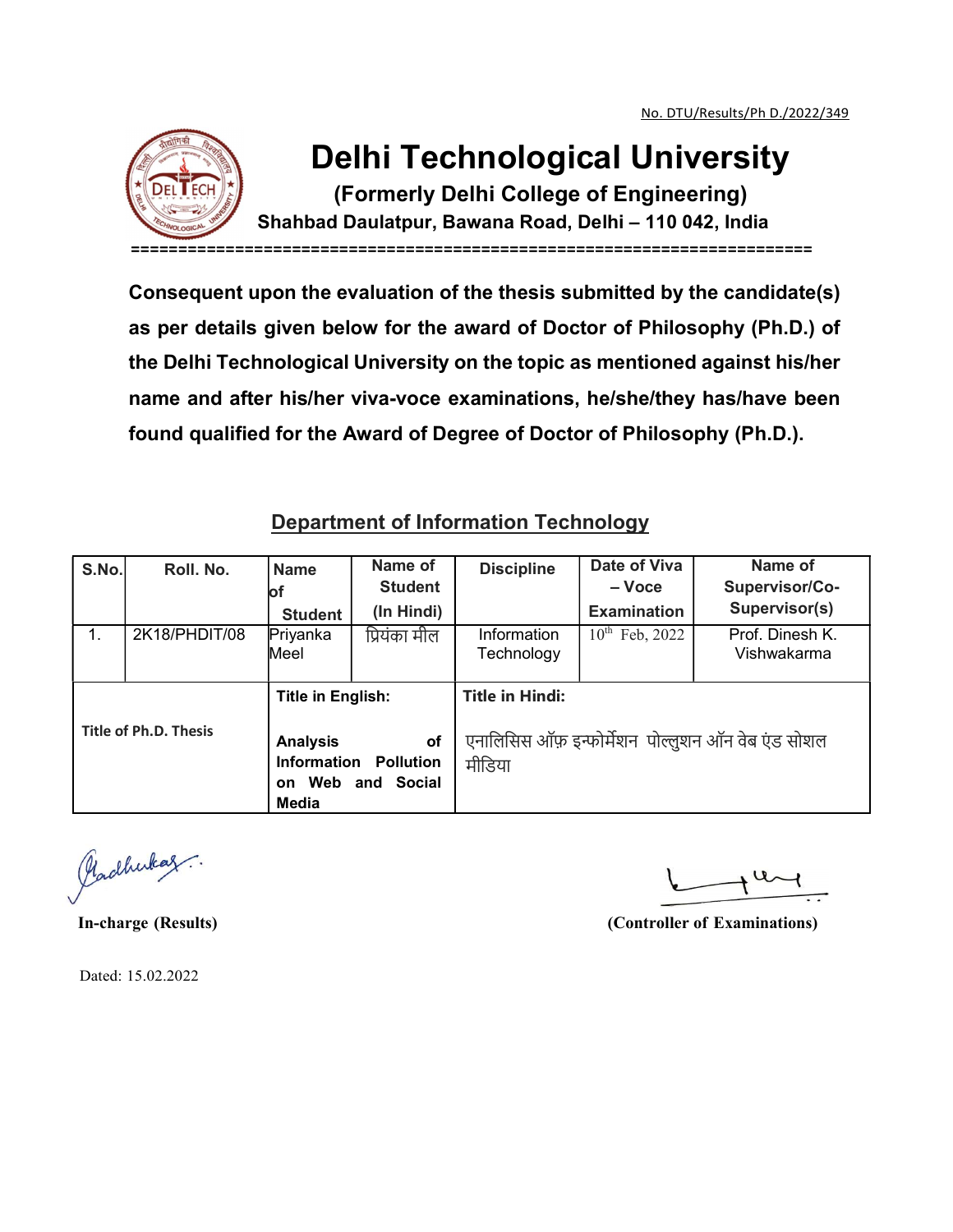No. DTU/Results/Ph D./2022/349

# Delhi Technological University

**(Formerly Delhi College of Engineering)**

**Shahbad Daulatpur, Bawana Road, Delhi – 110 042, India**

**Consequent upon the evaluation of the thesis submitted by the candidate(s) as per details given below for the award of Doctor of Philosophy (Ph.D.) of the Delhi Technological University on the topic as mentioned against his/her name and after his/her viva-voce examinations, he/she/they has/have been found qualified for the Award of Degree of Doctor of Philosophy (Ph.D.).**

## Department of Information Technology

| S.No. | Roll. No. | Name of Student | Name of Student (In Hindi) | Discipline | Date of Viva – Voce Examination | Name of Supervisor/Co-Supervisor(s) |
|---|---|---|---|---|---|---|
| 1. | 2K18/PHDIT/08 | Priyanka Meel | प्रियंका मील | Information Technology | 10th Feb, 2022 | Prof. Dinesh K. Vishwakarma |
| Title of Ph.D. Thesis | | **Title in English:** **Analysis of Information Pollution on Web and Social Media** | | **Title in Hindi:** एनालिसिस ऑफ़ इन्फोर्मेशन पोल्लुशन ऑन वेब एंड सोशल मीडिया | | |

**In-charge (Results)**

**(Controller of Examinations)**

Dated: 15.02.2022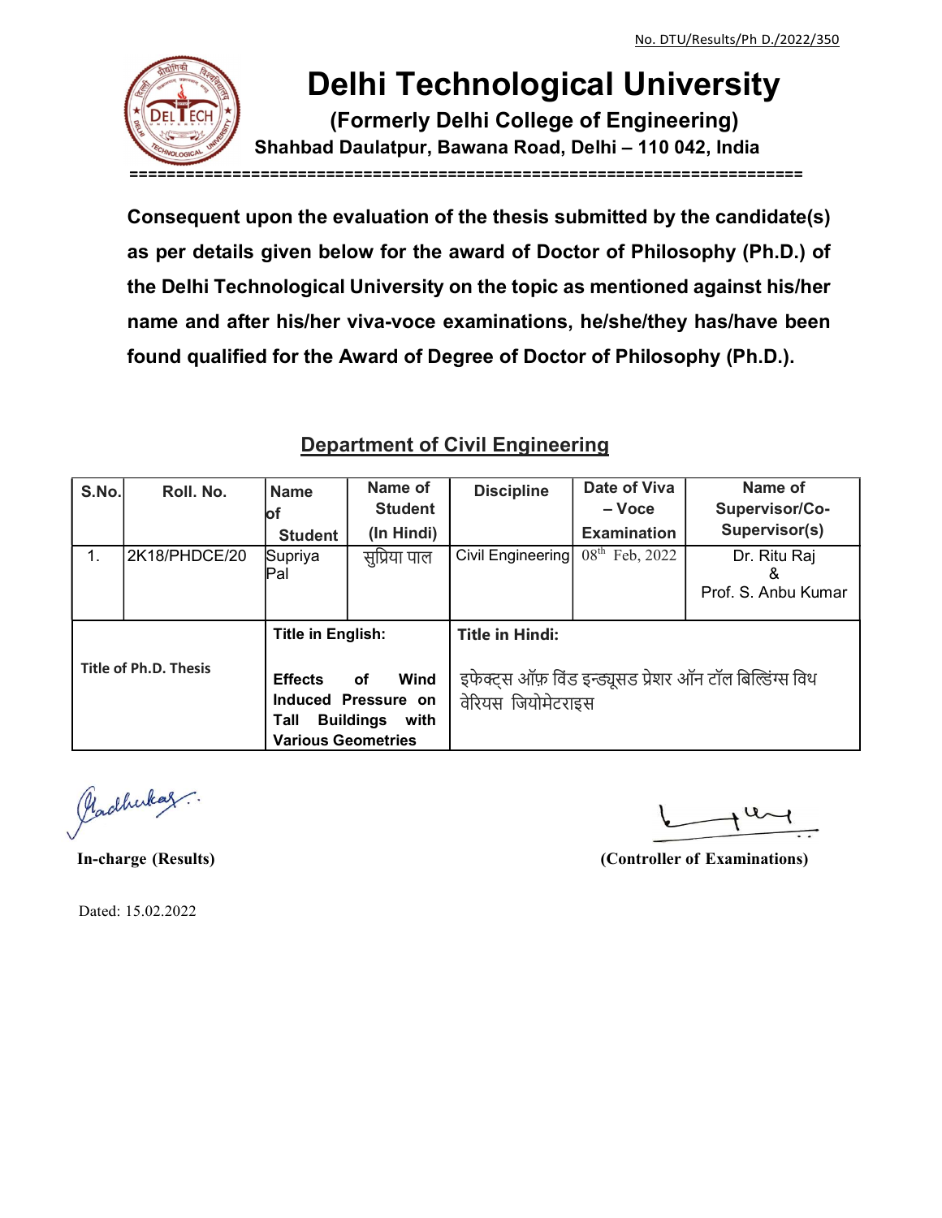No. DTU/Results/Ph D./2022/350

# Delhi Technological University

**(Formerly Delhi College of Engineering)**

**Shahbad Daulatpur, Bawana Road, Delhi – 110 042, India**

**Consequent upon the evaluation of the thesis submitted by the candidate(s) as per details given below for the award of Doctor of Philosophy (Ph.D.) of the Delhi Technological University on the topic as mentioned against his/her name and after his/her viva-voce examinations, he/she/they has/have been found qualified for the Award of Degree of Doctor of Philosophy (Ph.D.).**

## Department of Civil Engineering

| S.No. | Roll. No. | Name of Student | Name of Student (In Hindi) | Discipline | Date of Viva – Voce Examination | Name of Supervisor/Co-Supervisor(s) |
|---|---|---|---|---|---|---|
| 1. | 2K18/PHDCE/20 | Supriya Pal | सुप्रिया पाल | Civil Engineering | 08th Feb, 2022 | Dr. Ritu Raj & Prof. S. Anbu Kumar |
| Title of Ph.D. Thesis | | **Title in English:** **Effects of Wind Induced Pressure on Tall Buildings with Various Geometries** | | **Title in Hindi:** इफेक्ट्स ऑफ़ विंड इन्ड्यूसड प्रेशर ऑन टॉल बिल्डिंग्स विथ वेरियस जियोमेटराइस | | |

In-charge (Results)

(Controller of Examinations)

Dated: 15.02.2022